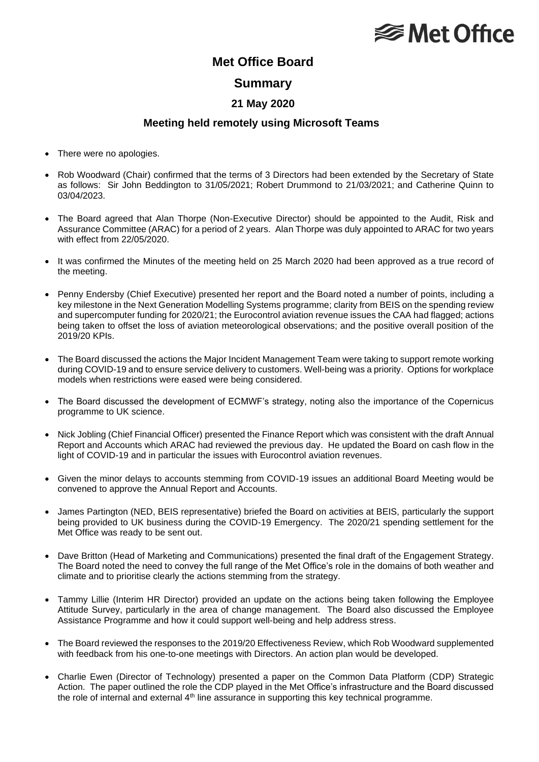# Met Office Board

## Summary

### 21 May 2020

### Meeting held remotely using Microsoft Teams

- There were no apologies.
- Rob Woodward (Chair) confirmed that the terms of 3 Directors had been extended by the Secretary of State as follows: Sir John Beddington to 31/05/2021; Robert Drummond to 21/03/2021; and Catherine Quinn to 03/04/2023.
- The Board agreed that Alan Thorpe (Non-Executive Director) should be appointed to the Audit, Risk and Assurance Committee (ARAC) for a period of 2 years. Alan Thorpe was duly appointed to ARAC for two years with effect from 22/05/2020.
- It was confirmed the Minutes of the meeting held on 25 March 2020 had been approved as a true record of the meeting.
- Penny Endersby (Chief Executive) presented her report and the Board noted a number of points, including a key milestone in the Next Generation Modelling Systems programme; clarity from BEIS on the spending review and supercomputer funding for 2020/21; the Eurocontrol aviation revenue issues the CAA had flagged; actions being taken to offset the loss of aviation meteorological observations; and the positive overall position of the 2019/20 KPIs.
- The Board discussed the actions the Major Incident Management Team were taking to support remote working during COVID-19 and to ensure service delivery to customers. Well-being was a priority. Options for workplace models when restrictions were eased were being considered.
- The Board discussed the development of ECMWF's strategy, noting also the importance of the Copernicus programme to UK science.
- Nick Jobling (Chief Financial Officer) presented the Finance Report which was consistent with the draft Annual Report and Accounts which ARAC had reviewed the previous day. He updated the Board on cash flow in the light of COVID-19 and in particular the issues with Eurocontrol aviation revenues.
- Given the minor delays to accounts stemming from COVID-19 issues an additional Board Meeting would be convened to approve the Annual Report and Accounts.
- James Partington (NED, BEIS representative) briefed the Board on activities at BEIS, particularly the support being provided to UK business during the COVID-19 Emergency. The 2020/21 spending settlement for the Met Office was ready to be sent out.
- Dave Britton (Head of Marketing and Communications) presented the final draft of the Engagement Strategy. The Board noted the need to convey the full range of the Met Office's role in the domains of both weather and climate and to prioritise clearly the actions stemming from the strategy.
- Tammy Lillie (Interim HR Director) provided an update on the actions being taken following the Employee Attitude Survey, particularly in the area of change management. The Board also discussed the Employee Assistance Programme and how it could support well-being and help address stress.
- The Board reviewed the responses to the 2019/20 Effectiveness Review, which Rob Woodward supplemented with feedback from his one-to-one meetings with Directors. An action plan would be developed.
- Charlie Ewen (Director of Technology) presented a paper on the Common Data Platform (CDP) Strategic Action. The paper outlined the role the CDP played in the Met Office's infrastructure and the Board discussed the role of internal and external 4th line assurance in supporting this key technical programme.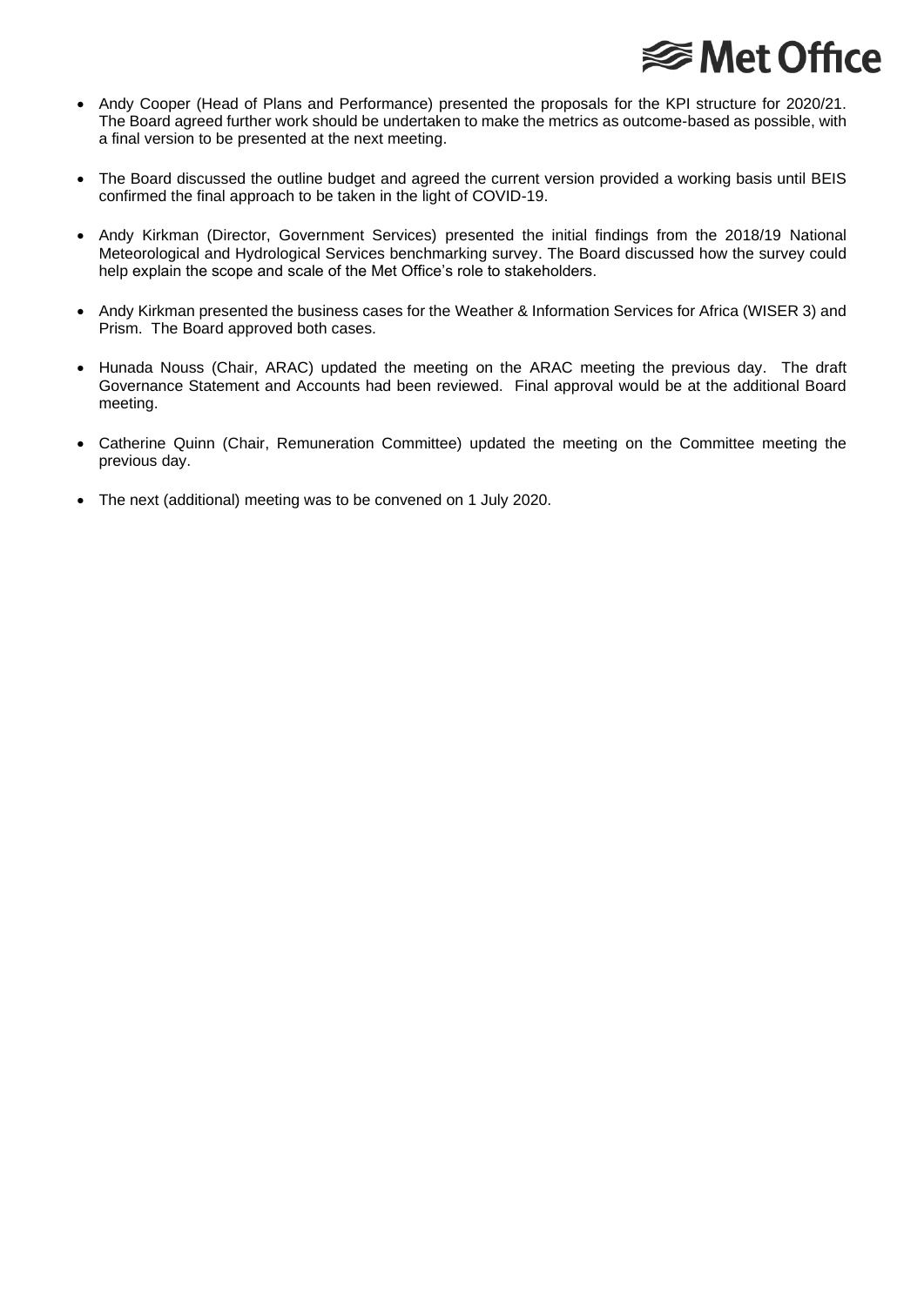- Andy Cooper (Head of Plans and Performance) presented the proposals for the KPI structure for 2020/21. The Board agreed further work should be undertaken to make the metrics as outcome-based as possible, with a final version to be presented at the next meeting.

- The Board discussed the outline budget and agreed the current version provided a working basis until BEIS confirmed the final approach to be taken in the light of COVID-19.

- Andy Kirkman (Director, Government Services) presented the initial findings from the 2018/19 National Meteorological and Hydrological Services benchmarking survey. The Board discussed how the survey could help explain the scope and scale of the Met Office's role to stakeholders.

- Andy Kirkman presented the business cases for the Weather & Information Services for Africa (WISER 3) and Prism. The Board approved both cases.

- Hunada Nouss (Chair, ARAC) updated the meeting on the ARAC meeting the previous day. The draft Governance Statement and Accounts had been reviewed. Final approval would be at the additional Board meeting.

- Catherine Quinn (Chair, Remuneration Committee) updated the meeting on the Committee meeting the previous day.

- The next (additional) meeting was to be convened on 1 July 2020.